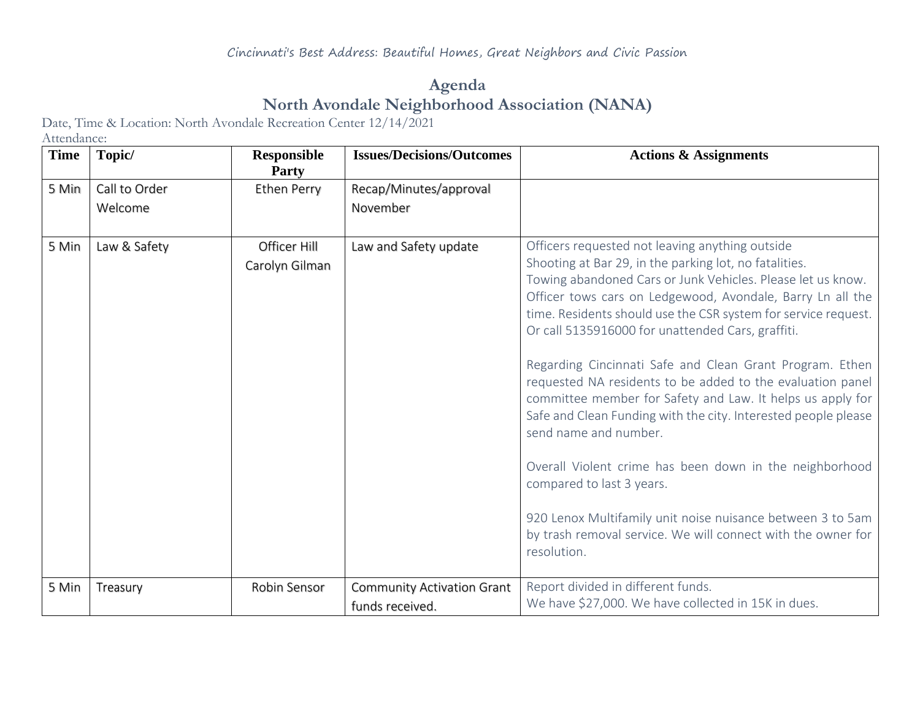Cincinnati's Best Address: Beautiful Homes, Great Neighbors and Civic Passion

# Agenda

## North Avondale Neighborhood Association (NANA)

Date, Time & Location: North Avondale Recreation Center 12/14/2021

Attendance:

| Time | Topic/ | Responsible Party | Issues/Decisions/Outcomes | Actions & Assignments |
|---|---|---|---|---|
| 5 Min | Call to Order<br>Welcome | Ethen Perry | Recap/Minutes/approval November | |
| 5 Min | Law & Safety | Officer Hill<br>Carolyn Gilman | Law and Safety update | Officers requested not leaving anything outside<br>Shooting at Bar 29, in the parking lot, no fatalities.<br>Towing abandoned Cars or Junk Vehicles. Please let us know. Officer tows cars on Ledgewood, Avondale, Barry Ln all the time. Residents should use the CSR system for service request. Or call 5135916000 for unattended Cars, graffiti.<br><br>Regarding Cincinnati Safe and Clean Grant Program. Ethen requested NA residents to be added to the evaluation panel committee member for Safety and Law. It helps us apply for Safe and Clean Funding with the city. Interested people please send name and number.<br><br>Overall Violent crime has been down in the neighborhood compared to last 3 years.<br><br>920 Lenox Multifamily unit noise nuisance between 3 to 5am by trash removal service. We will connect with the owner for resolution. |
| 5 Min | Treasury | Robin Sensor | Community Activation Grant funds received. | Report divided in different funds.<br>We have $27,000. We have collected in 15K in dues. |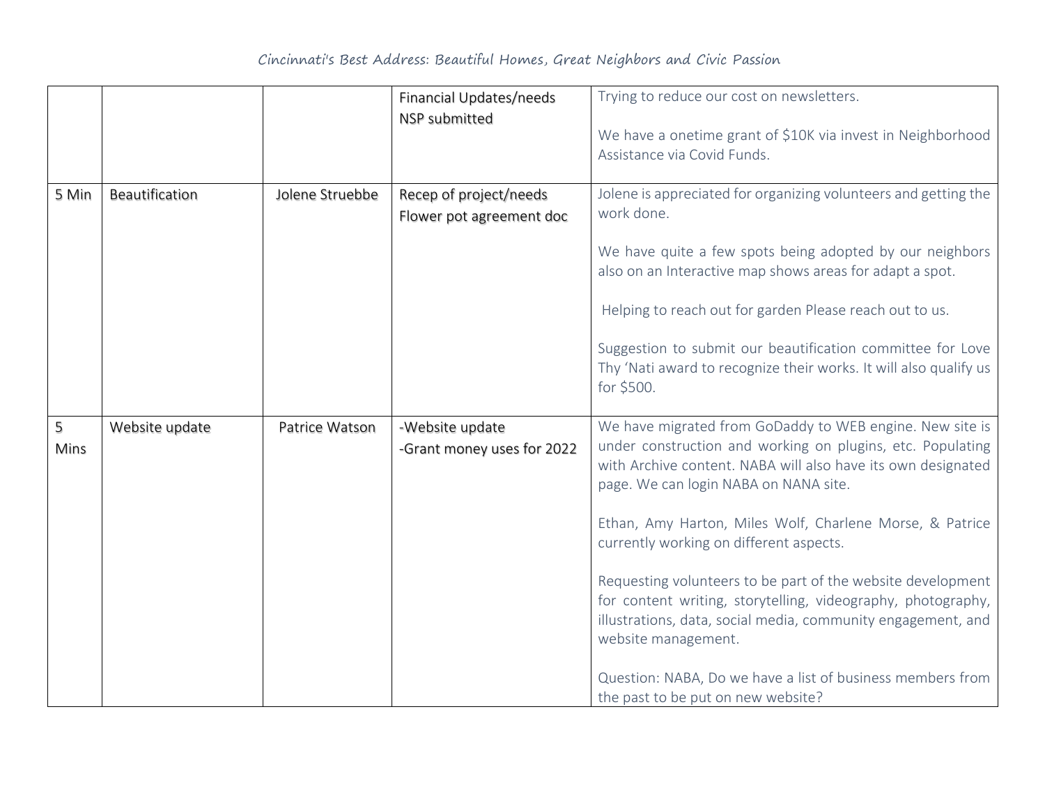| | | | Financial Updates/needs<br>NSP submitted | Trying to reduce our cost on newsletters.<br><br>We have a onetime grant of $10K via invest in Neighborhood Assistance via Covid Funds. |
|---|---|---|---|---|
| 5 Min | Beautification | Jolene Struebbe | Recep of project/needs<br>Flower pot agreement doc | Jolene is appreciated for organizing volunteers and getting the work done.<br><br>We have quite a few spots being adopted by our neighbors also on an Interactive map shows areas for adapt a spot.<br><br>Helping to reach out for garden Please reach out to us.<br><br>Suggestion to submit our beautification committee for Love Thy 'Nati award to recognize their works. It will also qualify us for $500. |
| 5 Mins | Website update | Patrice Watson | -Website update<br>-Grant money uses for 2022 | We have migrated from GoDaddy to WEB engine. New site is under construction and working on plugins, etc. Populating with Archive content. NABA will also have its own designated page. We can login NABA on NANA site.<br><br>Ethan, Amy Harton, Miles Wolf, Charlene Morse, & Patrice currently working on different aspects.<br><br>Requesting volunteers to be part of the website development for content writing, storytelling, videography, photography, illustrations, data, social media, community engagement, and website management.<br><br>Question: NABA, Do we have a list of business members from the past to be put on new website? |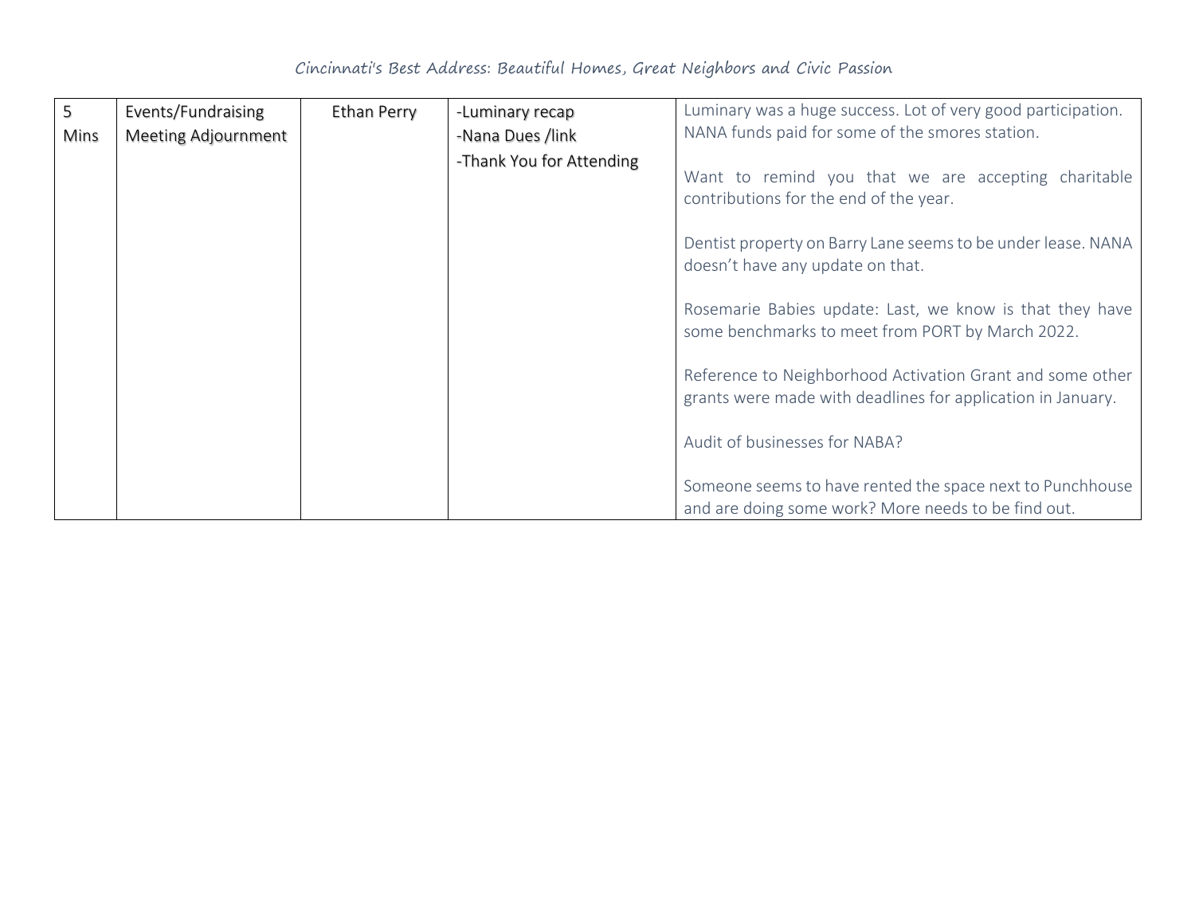| | | | | |
|---|---|---|---|---|
| 5 Mins | Events/Fundraising Meeting Adjournment | Ethan Perry | -Luminary recap<br>-Nana Dues /link<br>-Thank You for Attending | Luminary was a huge success. Lot of very good participation. NANA funds paid for some of the smores station.<br><br>Want to remind you that we are accepting charitable contributions for the end of the year.<br><br>Dentist property on Barry Lane seems to be under lease. NANA doesn't have any update on that.<br><br>Rosemarie Babies update: Last, we know is that they have some benchmarks to meet from PORT by March 2022.<br><br>Reference to Neighborhood Activation Grant and some other grants were made with deadlines for application in January.<br><br>Audit of businesses for NABA?<br><br>Someone seems to have rented the space next to Punchhouse and are doing some work? More needs to be find out. |